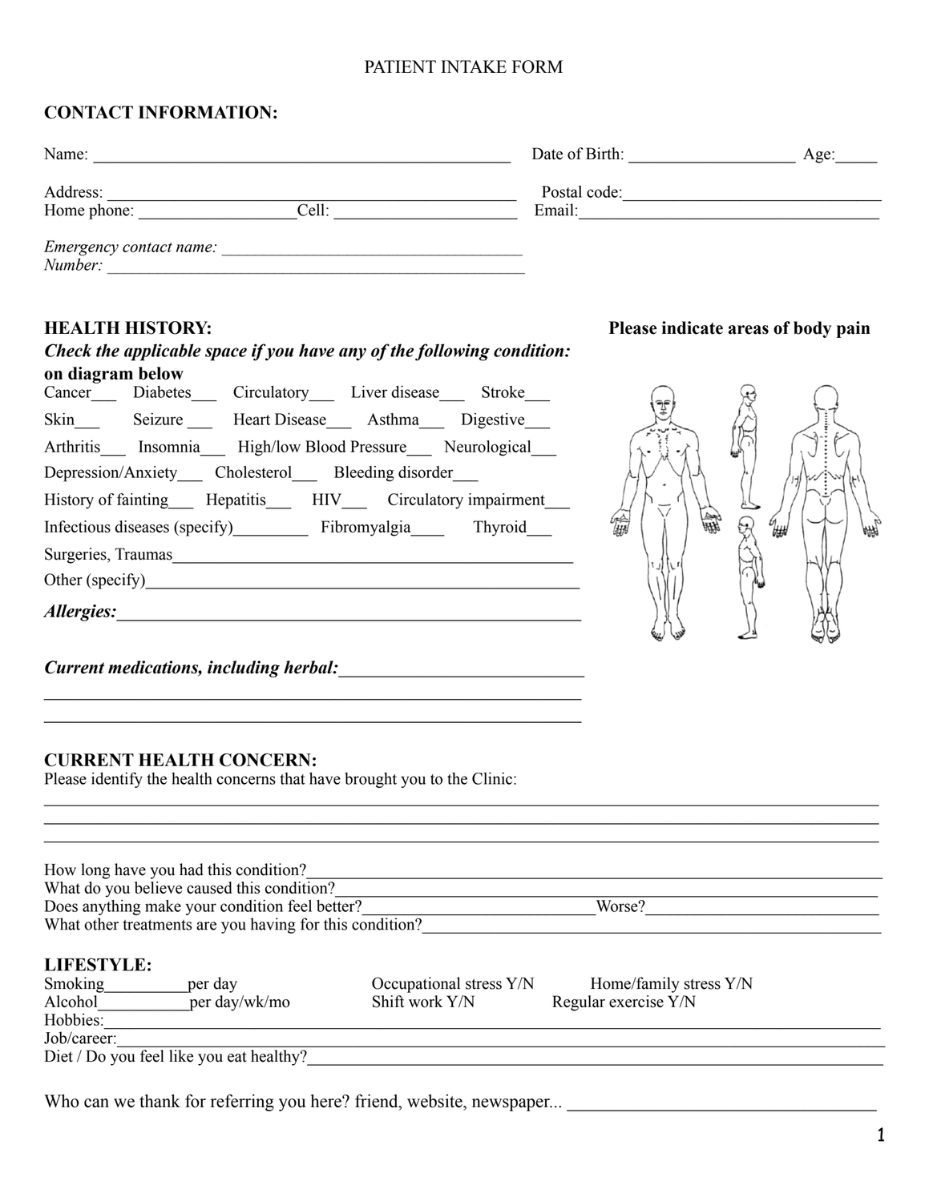# PATIENT INTAKE FORM

## CONTACT INFORMATION:

Name: ___________________________________________ Date of Birth: __________________ Age:_____

Address: ___________________________________________ Postal code:_____________________________

Home phone: _________________Cell: ____________________ Email:__________________________________

*Emergency contact name:* ___________________________________

*Number:* ___________________________________________________

## HEALTH HISTORY:

**Please indicate areas of body pain on diagram below**

***Check the applicable space if you have any of the following condition:***

Cancer___ Diabetes___ Circulatory___ Liver disease___ Stroke___

Skin___ Seizure ___ Heart Disease___ Asthma___ Digestive___

Arthritis___ Insomnia___ High/low Blood Pressure___ Neurological___

Depression/Anxiety___ Cholesterol___ Bleeding disorder___

History of fainting___ Hepatitis___ HIV___ Circulatory impairment___

Infectious diseases (specify)_________ Fibromyalgia____ Thyroid___

Surgeries, Traumas_______________________________________________

Other (specify)__________________________________________________

***Allergies:***_______________________________________________

***Current medications, including herbal:***___________________________

_______________________________________________________________

_______________________________________________________________

## CURRENT HEALTH CONCERN:

Please identify the health concerns that have brought you to the Clinic:

_______________________________________________________________________________________

_______________________________________________________________________________________

_______________________________________________________________________________________

How long have you had this condition?______________________________________________________

What do you believe caused this condition?__________________________________________________

Does anything make your condition feel better?___________________________Worse?_________________________

What other treatments are you having for this condition?______________________________________

## LIFESTYLE:

Smoking__________per day Occupational stress Y/N Home/family stress Y/N

Alcohol___________per day/wk/mo Shift work Y/N Regular exercise Y/N

Hobbies:___________________________________________________________________________

Job/career:_________________________________________________________________________

Diet / Do you feel like you eat healthy?_____________________________________________________

Who can we thank for referring you here? friend, website, newspaper... ___________________________________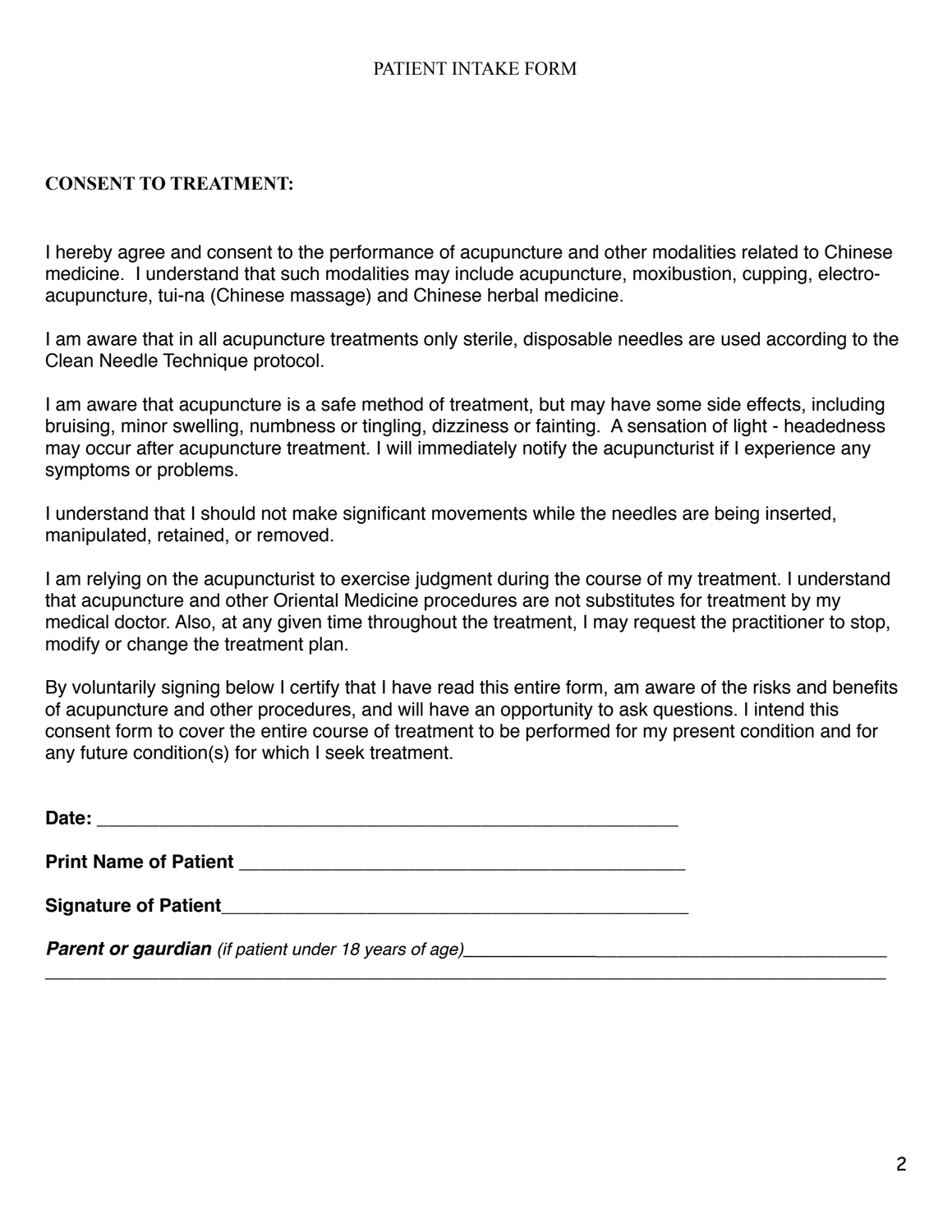PATIENT INTAKE FORM

**CONSENT TO TREATMENT:**

I hereby agree and consent to the performance of acupuncture and other modalities related to Chinese medicine. I understand that such modalities may include acupuncture, moxibustion, cupping, electro-acupuncture, tui-na (Chinese massage) and Chinese herbal medicine.

I am aware that in all acupuncture treatments only sterile, disposable needles are used according to the Clean Needle Technique protocol.

I am aware that acupuncture is a safe method of treatment, but may have some side effects, including bruising, minor swelling, numbness or tingling, dizziness or fainting. A sensation of light - headedness may occur after acupuncture treatment. I will immediately notify the acupuncturist if I experience any symptoms or problems.

I understand that I should not make significant movements while the needles are being inserted, manipulated, retained, or removed.

I am relying on the acupuncturist to exercise judgment during the course of my treatment. I understand that acupuncture and other Oriental Medicine procedures are not substitutes for treatment by my medical doctor. Also, at any given time throughout the treatment, I may request the practitioner to stop, modify or change the treatment plan.

By voluntarily signing below I certify that I have read this entire form, am aware of the risks and benefits of acupuncture and other procedures, and will have an opportunity to ask questions. I intend this consent form to cover the entire course of treatment to be performed for my present condition and for any future condition(s) for which I seek treatment.

**Date:** ________________________________________________________

**Print Name of Patient** ____________________________________________

**Signature of Patient**______________________________________________

***Parent or gaurdian*** *(if patient under 18 years of age)*___________________________________________
______________________________________________________________________________